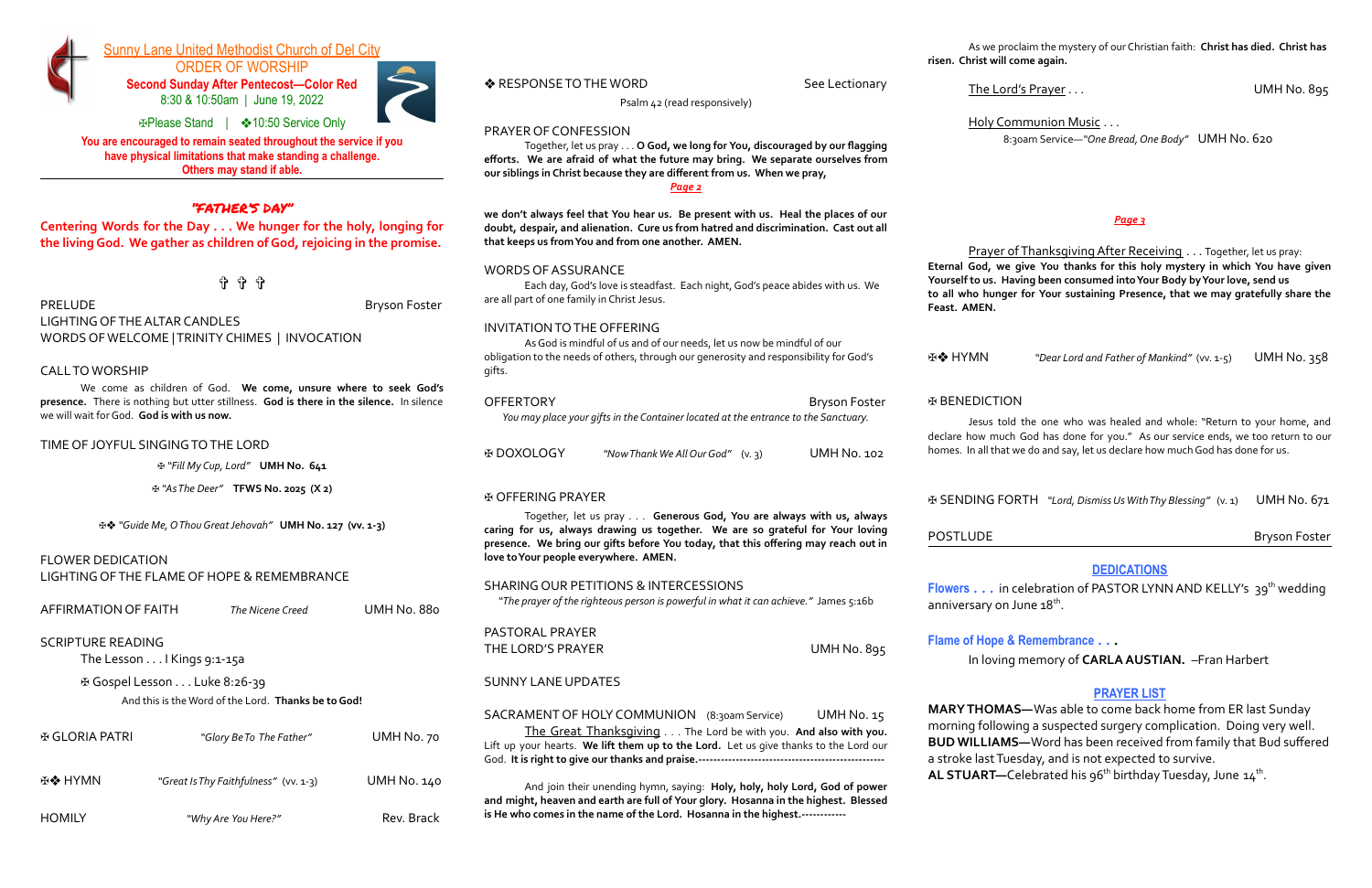# Sunny Lane United Methodist Church of Del City

## ORDER OF WORSHIP

**Second Sunday After Pentecost—Color Red**

8:30 & 10:50am | June 19, 2022

✠Please Stand | ❖10:50 Service Only

**You are encouraged to remain seated throughout the service if you have physical limitations that make standing a challenge. Others may stand if able.**

***"FATHER'S DAY"***

**Centering Words for the Day . . . We hunger for the holy, longing for the living God. We gather as children of God, rejoicing in the promise.**

✞ ✞ ✞

PRELUDE — Bryson Foster

LIGHTING OF THE ALTAR CANDLES

WORDS OF WELCOME | TRINITY CHIMES | INVOCATION

CALL TO WORSHIP

We come as children of God. **We come, unsure where to seek God's presence.** There is nothing but utter stillness. **God is there in the silence.** In silence we will wait for God. **God is with us now.**

TIME OF JOYFUL SINGING TO THE LORD

✠ *"Fill My Cup, Lord"* **UMH No. 641**

✠ *"As The Deer"* **TFWS No. 2025 (X 2)**

✠❖ *"Guide Me, O Thou Great Jehovah"* **UMH No. 127 (vv. 1-3)**

FLOWER DEDICATION

LIGHTING OF THE FLAME OF HOPE & REMEMBRANCE

AFFIRMATION OF FAITH — *The Nicene Creed* — UMH No. 880

SCRIPTURE READING

The Lesson . . . I Kings 9:1-15a

✠ Gospel Lesson . . . Luke 8:26-39

And this is the Word of the Lord. **Thanks be to God!**

✠ GLORIA PATRI — *"Glory Be To The Father"* — UMH No. 70

✠❖ HYMN — *"Great Is Thy Faithfulness"* (vv. 1-3) — UMH No. 140

HOMILY — *"Why Are You Here?"* — Rev. Brack

❖ RESPONSE TO THE WORD — See Lectionary

Psalm 42 (read responsively)

PRAYER OF CONFESSION

Together, let us pray . . . **O God, we long for You, discouraged by our flagging efforts. We are afraid of what the future may bring. We separate ourselves from our siblings in Christ because they are different from us. When we pray,**

***Page 2***

**we don't always feel that You hear us. Be present with us. Heal the places of our doubt, despair, and alienation. Cure us from hatred and discrimination. Cast out all that keeps us from You and from one another. AMEN.**

WORDS OF ASSURANCE

Each day, God's love is steadfast. Each night, God's peace abides with us. We are all part of one family in Christ Jesus.

INVITATION TO THE OFFERING

As God is mindful of us and of our needs, let us now be mindful of our obligation to the needs of others, through our generosity and responsibility for God's gifts.

OFFERTORY — Bryson Foster

*You may place your gifts in the Container located at the entrance to the Sanctuary.*

✠ DOXOLOGY — *"Now Thank We All Our God"* (v. 3) — UMH No. 102

✠ OFFERING PRAYER

Together, let us pray . . . **Generous God, You are always with us, always caring for us, always drawing us together. We are so grateful for Your loving presence. We bring our gifts before You today, that this offering may reach out in love to Your people everywhere. AMEN.**

SHARING OUR PETITIONS & INTERCESSIONS

*"The prayer of the righteous person is powerful in what it can achieve."* James 5:16b

PASTORAL PRAYER

THE LORD'S PRAYER — UMH No. 895

SUNNY LANE UPDATES

SACRAMENT OF HOLY COMMUNION (8:30am Service) — UMH No. 15

The Great Thanksgiving . . . The Lord be with you. **And also with you.** Lift up your hearts. **We lift them up to the Lord.** Let us give thanks to the Lord our God. **It is right to give our thanks and praise.**------------------------------------------------

And join their unending hymn, saying: **Holy, holy, holy Lord, God of power and might, heaven and earth are full of Your glory. Hosanna in the highest. Blessed is He who comes in the name of the Lord. Hosanna in the highest.------------**

As we proclaim the mystery of our Christian faith: **Christ has died. Christ has risen. Christ will come again.**

The Lord's Prayer . . . — UMH No. 895

Holy Communion Music . . .

8:30am Service—*"One Bread, One Body"* UMH No. 620

***Page 3***

Prayer of Thanksgiving After Receiving . . . Together, let us pray: **Eternal God, we give You thanks for this holy mystery in which You have given Yourself to us. Having been consumed into Your Body by Your love, send us to all who hunger for Your sustaining Presence, that we may gratefully share the Feast. AMEN.**

✠❖ HYMN — *"Dear Lord and Father of Mankind"* (vv. 1-5) — UMH No. 358

✠ BENEDICTION

Jesus told the one who was healed and whole: "Return to your home, and declare how much God has done for you." As our service ends, we too return to our homes. In all that we do and say, let us declare how much God has done for us.

✠ SENDING FORTH — *"Lord, Dismiss Us With Thy Blessing"* (v. 1) — UMH No. 671

POSTLUDE — Bryson Foster

## DEDICATIONS

**Flowers . . .** in celebration of PASTOR LYNN AND KELLY'S 39th wedding anniversary on June 18th.

**Flame of Hope & Remembrance . . .**

In loving memory of **CARLA AUSTIAN.** –Fran Harbert

## PRAYER LIST

**MARY THOMAS—**Was able to come back home from ER last Sunday morning following a suspected surgery complication. Doing very well.

**BUD WILLIAMS—**Word has been received from family that Bud suffered a stroke last Tuesday, and is not expected to survive.

**AL STUART—**Celebrated his 96th birthday Tuesday, June 14th.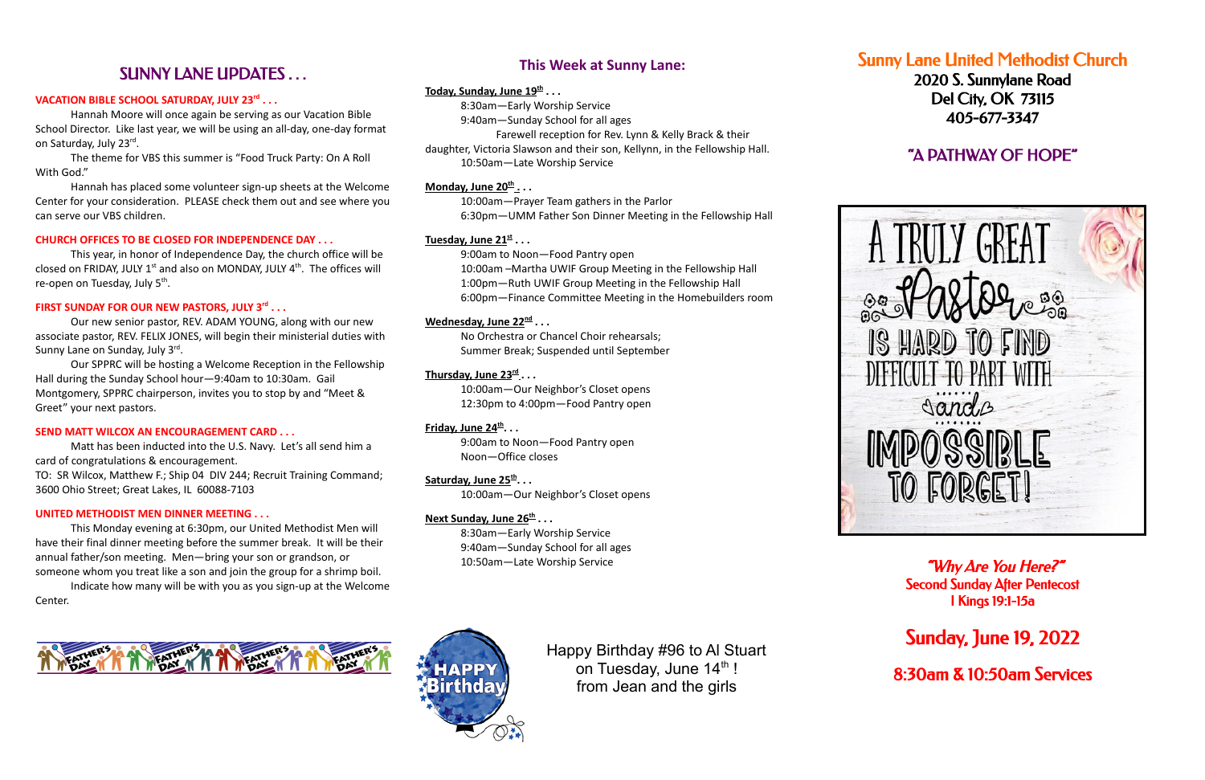## SUNNY LANE UPDATES . . .

**VACATION BIBLE SCHOOL SATURDAY, JULY 23rd . . .**

Hannah Moore will once again be serving as our Vacation Bible School Director. Like last year, we will be using an all-day, one-day format on Saturday, July 23rd.

The theme for VBS this summer is "Food Truck Party: On A Roll With God."

Hannah has placed some volunteer sign-up sheets at the Welcome Center for your consideration. PLEASE check them out and see where you can serve our VBS children.

**CHURCH OFFICES TO BE CLOSED FOR INDEPENDENCE DAY . . .**

This year, in honor of Independence Day, the church office will be closed on FRIDAY, JULY 1st and also on MONDAY, JULY 4th. The offices will re-open on Tuesday, July 5th.

**FIRST SUNDAY FOR OUR NEW PASTORS, JULY 3rd . . .**

Our new senior pastor, REV. ADAM YOUNG, along with our new associate pastor, REV. FELIX JONES, will begin their ministerial duties with Sunny Lane on Sunday, July 3rd.

Our SPPRC will be hosting a Welcome Reception in the Fellowship Hall during the Sunday School hour—9:40am to 10:30am. Gail Montgomery, SPPRC chairperson, invites you to stop by and "Meet & Greet" your next pastors.

**SEND MATT WILCOX AN ENCOURAGEMENT CARD . . .**

Matt has been inducted into the U.S. Navy. Let's all send him a card of congratulations & encouragement.

TO: SR Wilcox, Matthew F.; Ship 04 DIV 244; Recruit Training Command; 3600 Ohio Street; Great Lakes, IL 60088-7103

**UNITED METHODIST MEN DINNER MEETING . . .**

This Monday evening at 6:30pm, our United Methodist Men will have their final dinner meeting before the summer break. It will be their annual father/son meeting. Men—bring your son or grandson, or someone whom you treat like a son and join the group for a shrimp boil.

Indicate how many will be with you as you sign-up at the Welcome Center.

## This Week at Sunny Lane:

**Today, Sunday, June 19th . . .**

8:30am—Early Worship Service
9:40am—Sunday School for all ages
Farewell reception for Rev. Lynn & Kelly Brack & their daughter, Victoria Slawson and their son, Kellynn, in the Fellowship Hall.
10:50am—Late Worship Service

**Monday, June 20th . . .**

10:00am—Prayer Team gathers in the Parlor
6:30pm—UMM Father Son Dinner Meeting in the Fellowship Hall

**Tuesday, June 21st . . .**

9:00am to Noon—Food Pantry open
10:00am –Martha UWIF Group Meeting in the Fellowship Hall
1:00pm—Ruth UWIF Group Meeting in the Fellowship Hall
6:00pm—Finance Committee Meeting in the Homebuilders room

**Wednesday, June 22nd . . .**

No Orchestra or Chancel Choir rehearsals;
Summer Break; Suspended until September

**Thursday, June 23rd . . .**

10:00am—Our Neighbor's Closet opens
12:30pm to 4:00pm—Food Pantry open

**Friday, June 24th. . .**

9:00am to Noon—Food Pantry open
Noon—Office closes

**Saturday, June 25th. . .**

10:00am—Our Neighbor's Closet opens

**Next Sunday, June 26th . . .**

8:30am—Early Worship Service
9:40am—Sunday School for all ages
10:50am—Late Worship Service

Happy Birthday #96 to Al Stuart on Tuesday, June 14th !
from Jean and the girls

# Sunny Lane United Methodist Church

**2020 S. Sunnylane Road**
**Del City, OK 73115**
**405-677-3347**

## "A PATHWAY OF HOPE"

A TRULY GREAT Pastor IS HARD TO FIND DIFFICULT TO PART WITH and IMPOSSIBLE TO FORGET!

***"Why Are You Here?"***
**Second Sunday After Pentecost**
**I Kings 19:1-15a**

## Sunday, June 19, 2022

## 8:30am & 10:50am Services